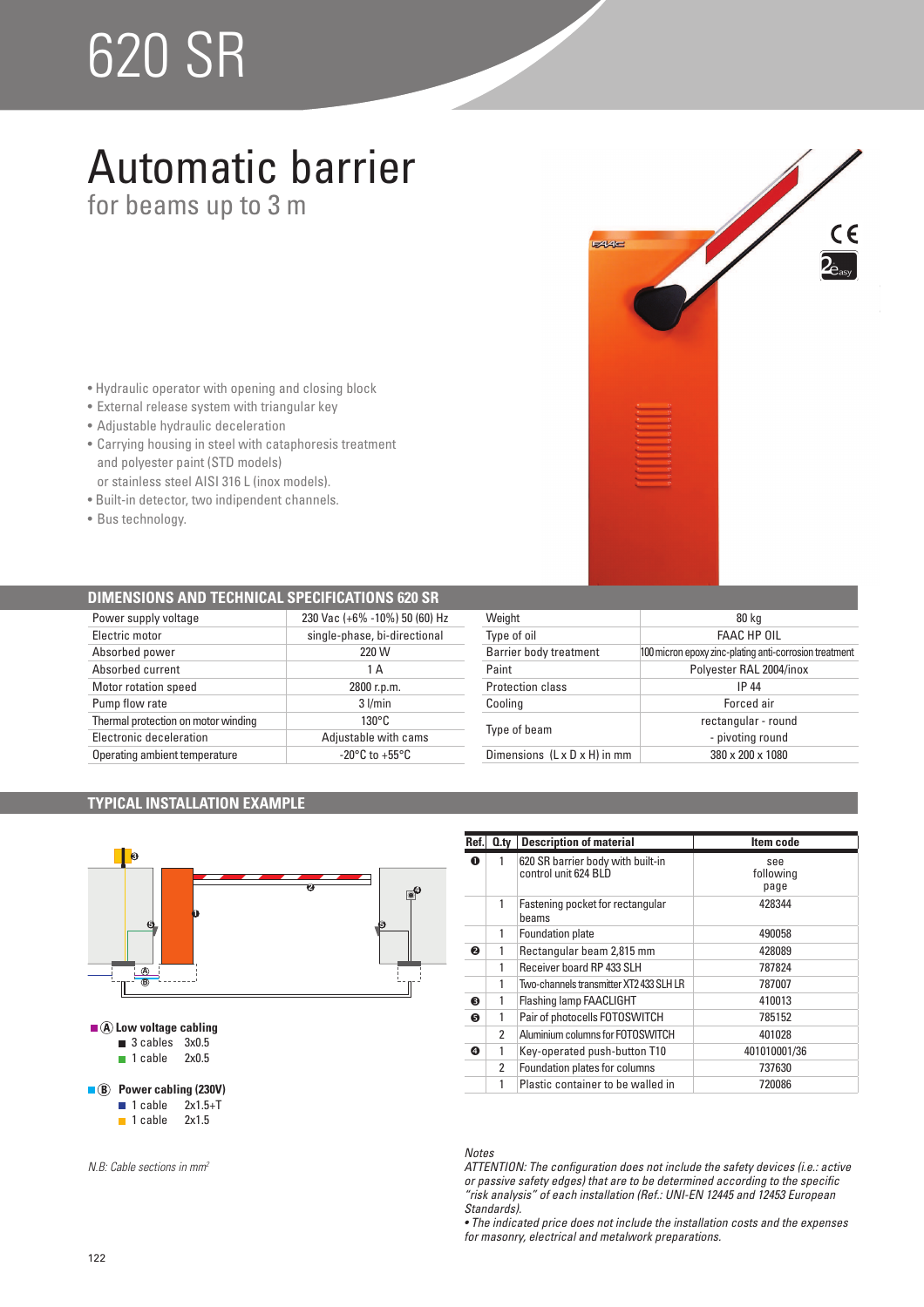# 620 SR

## Automatic barrier

for beams up to 3 m

- Hydraulic operator with opening and closing block
- External release system with triangular key
- Adjustable hydraulic deceleration
- Carrying housing in steel with cataphoresis treatment and polyester paint (STD models) or stainless steel AISI 316 L (inox models).
- Built-in detector, two indipendent channels.
- Bus technology.

## DIMENSIONS AND TECHNICAL SPECIFICATIONS 620 SR

| | |
|---|---|
| Power supply voltage | 230 Vac (+6% -10%) 50 (60) Hz |
| Electric motor | single-phase, bi-directional |
| Absorbed power | 220 W |
| Absorbed current | 1 A |
| Motor rotation speed | 2800 r.p.m. |
| Pump flow rate | 3 l/min |
| Thermal protection on motor winding | 130°C |
| Electronic deceleration | Adjustable with cams |
| Operating ambient temperature | -20°C to +55°C |
| Weight | 80 kg |
| Type of oil | FAAC HP OIL |
| Barrier body treatment | 100 micron epoxy zinc-plating anti-corrosion treatment |
| Paint | Polyester RAL 2004/inox |
| Protection class | IP 44 |
| Cooling | Forced air |
| Type of beam | rectangular - round - pivoting round |
| Dimensions (L x D x H) in mm | 380 x 200 x 1080 |

## TYPICAL INSTALLATION EXAMPLE

**Ⓐ Low voltage cabling**
- 3 cables 3x0.5
- 1 cable 2x0.5

**Ⓑ Power cabling (230V)**
- 1 cable 2x1.5+T
- 1 cable 2x1.5

*N.B: Cable sections in mm²*

| Ref. | Q.ty | Description of material | Item code |
|---|---|---|---|
| ❶ | 1 | 620 SR barrier body with built-in control unit 624 BLD | see following page |
| | 1 | Fastening pocket for rectangular beams | 428344 |
| | 1 | Foundation plate | 490058 |
| ❷ | 1 | Rectangular beam 2,815 mm | 428089 |
| | 1 | Receiver board RP 433 SLH | 787824 |
| | 1 | Two-channels transmitter XT2 433 SLH LR | 787007 |
| ❸ | 1 | Flashing lamp FAACLIGHT | 410013 |
| ❺ | 1 | Pair of photocells FOTOSWITCH | 785152 |
| | 2 | Aluminium columns for FOTOSWITCH | 401028 |
| ❹ | 1 | Key-operated push-button T10 | 401010001/36 |
| | 2 | Foundation plates for columns | 737630 |
| | 1 | Plastic container to be walled in | 720086 |

*Notes*
*ATTENTION: The configuration does not include the safety devices (i.e.: active or passive safety edges) that are to be determined according to the specific "risk analysis" of each installation (Ref.: UNI-EN 12445 and 12453 European Standards).*
*• The indicated price does not include the installation costs and the expenses for masonry, electrical and metalwork preparations.*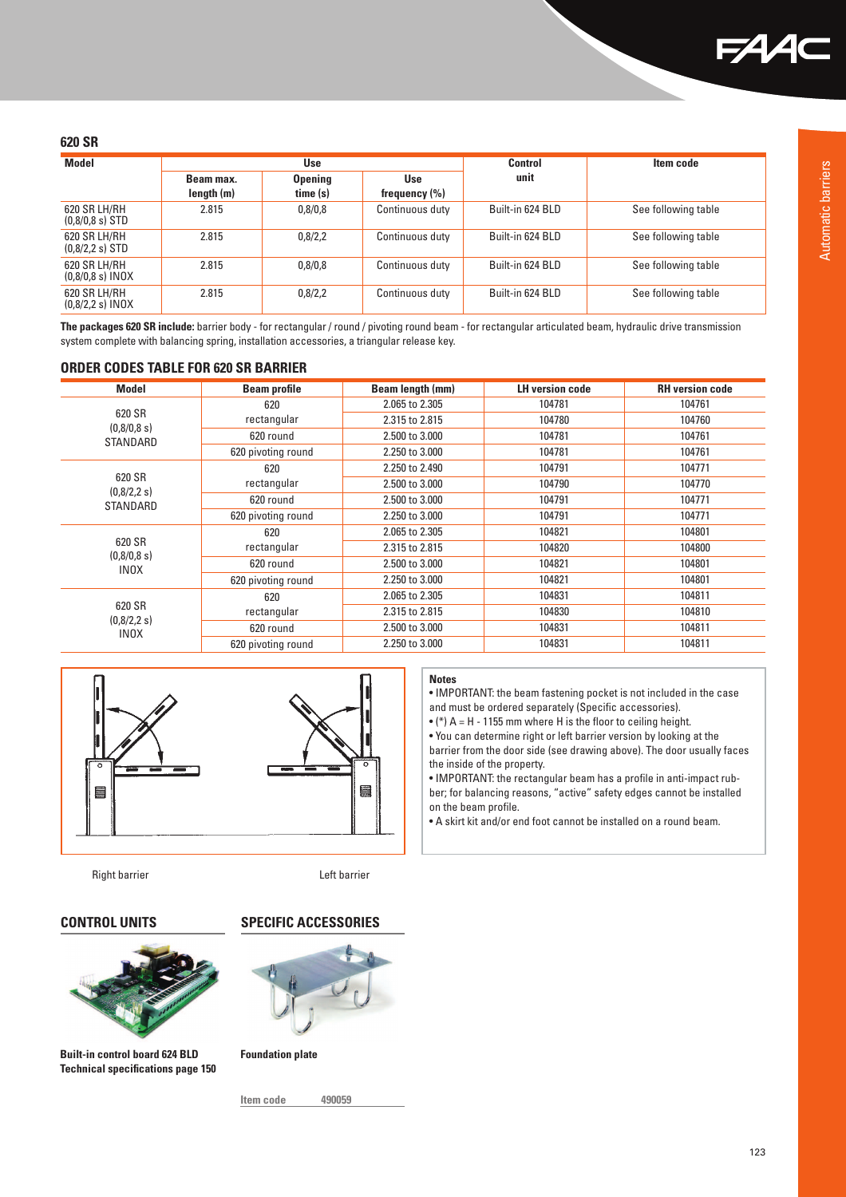## 620 SR

| Model | Use | | | Control unit | Item code |
|---|---|---|---|---|---|
| | Beam max. length (m) | Opening time (s) | Use frequency (%) | | |
| 620 SR LH/RH (0,8/0,8 s) STD | 2.815 | 0,8/0,8 | Continuous duty | Built-in 624 BLD | See following table |
| 620 SR LH/RH (0,8/2,2 s) STD | 2.815 | 0,8/2,2 | Continuous duty | Built-in 624 BLD | See following table |
| 620 SR LH/RH (0,8/0,8 s) INOX | 2.815 | 0,8/0,8 | Continuous duty | Built-in 624 BLD | See following table |
| 620 SR LH/RH (0,8/2,2 s) INOX | 2.815 | 0,8/2,2 | Continuous duty | Built-in 624 BLD | See following table |

**The packages 620 SR include:** barrier body - for rectangular / round / pivoting round beam - for rectangular articulated beam, hydraulic drive transmission system complete with balancing spring, installation accessories, a triangular release key.

## ORDER CODES TABLE FOR 620 SR BARRIER

| Model | Beam profile | Beam length (mm) | LH version code | RH version code |
|---|---|---|---|---|
| 620 SR (0,8/0,8 s) STANDARD | 620 rectangular | 2.065 to 2.305 | 104781 | 104761 |
| | | 2.315 to 2.815 | 104780 | 104760 |
| | 620 round | 2.500 to 3.000 | 104781 | 104761 |
| | 620 pivoting round | 2.250 to 3.000 | 104781 | 104761 |
| 620 SR (0,8/2,2 s) STANDARD | 620 rectangular | 2.250 to 2.490 | 104791 | 104771 |
| | | 2.500 to 3.000 | 104790 | 104770 |
| | 620 round | 2.500 to 3.000 | 104791 | 104771 |
| | 620 pivoting round | 2.250 to 3.000 | 104791 | 104771 |
| 620 SR (0,8/0,8 s) INOX | 620 rectangular | 2.065 to 2.305 | 104821 | 104801 |
| | | 2.315 to 2.815 | 104820 | 104800 |
| | 620 round | 2.500 to 3.000 | 104821 | 104801 |
| | 620 pivoting round | 2.250 to 3.000 | 104821 | 104801 |
| 620 SR (0,8/2,2 s) INOX | 620 rectangular | 2.065 to 2.305 | 104831 | 104811 |
| | | 2.315 to 2.815 | 104830 | 104810 |
| | 620 round | 2.500 to 3.000 | 104831 | 104811 |
| | 620 pivoting round | 2.250 to 3.000 | 104831 | 104811 |

Right barrier　　　Left barrier

**Notes**

- IMPORTANT: the beam fastening pocket is not included in the case and must be ordered separately (Specific accessories).
- (*) A = H - 1155 mm where H is the floor to ceiling height.
- You can determine right or left barrier version by looking at the barrier from the door side (see drawing above). The door usually faces the inside of the property.
- IMPORTANT: the rectangular beam has a profile in anti-impact rubber; for balancing reasons, "active" safety edges cannot be installed on the beam profile.
- A skirt kit and/or end foot cannot be installed on a round beam.

## CONTROL UNITS

**Built-in control board 624 BLD**
**Technical specifications page 150**

## SPECIFIC ACCESSORIES

**Foundation plate**

| Item code | 490059 |
|---|---|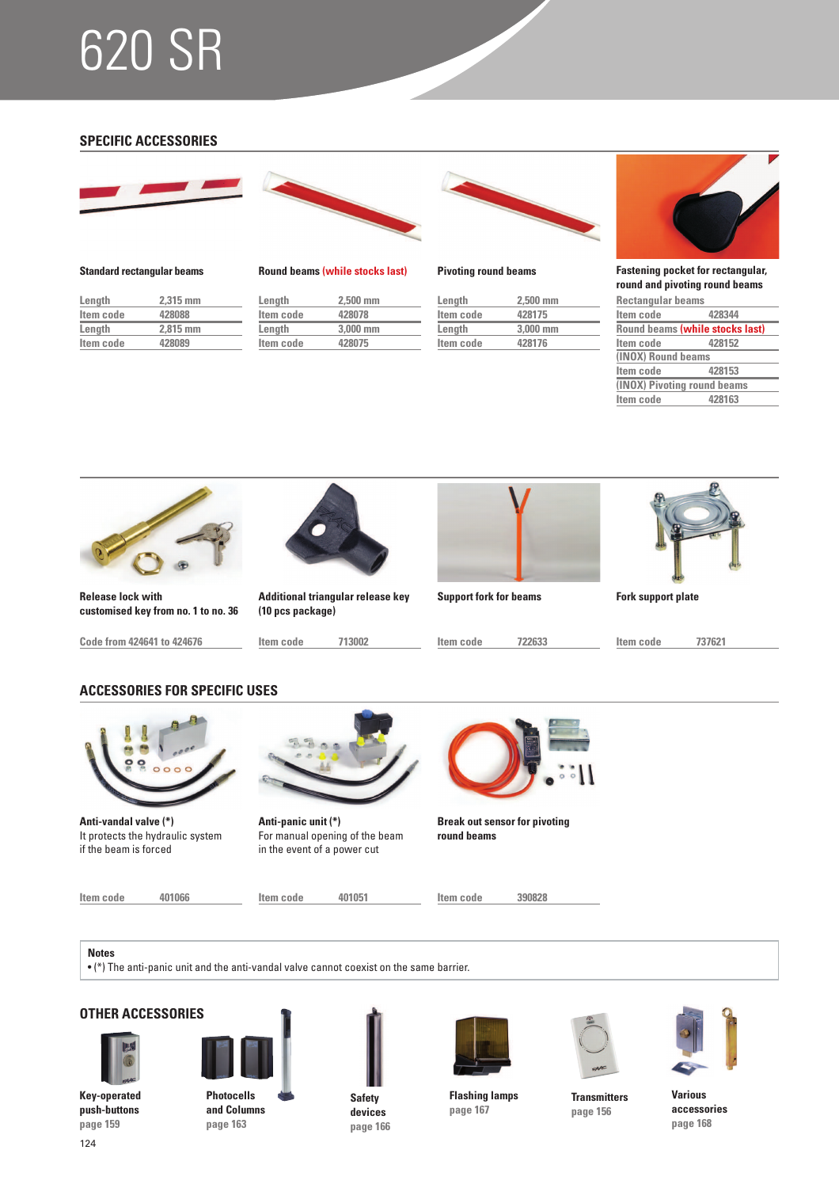# 620 SR

## SPECIFIC ACCESSORIES

**Standard rectangular beams**

| | |
|---|---|
| Length | 2,315 mm |
| Item code | 428088 |
| Length | 2,815 mm |
| Item code | 428089 |

**Round beams (while stocks last)**

| | |
|---|---|
| Length | 2,500 mm |
| Item code | 428078 |
| Length | 3,000 mm |
| Item code | 428075 |

**Pivoting round beams**

| | |
|---|---|
| Length | 2,500 mm |
| Item code | 428175 |
| Length | 3,000 mm |
| Item code | 428176 |

**Fastening pocket for rectangular, round and pivoting round beams**

| | |
|---|---|
| Rectangular beams | |
| Item code | 428344 |
| Round beams (while stocks last) | |
| Item code | 428152 |
| (INOX) Round beams | |
| Item code | 428153 |
| (INOX) Pivoting round beams | |
| Item code | 428163 |

**Release lock with customised key from no. 1 to no. 36**

Code from 424641 to 424676

**Additional triangular release key (10 pcs package)**

Item code 713002

**Support fork for beams**

Item code 722633

**Fork support plate**

Item code 737621

## ACCESSORIES FOR SPECIFIC USES

**Anti-vandal valve (*)**
It protects the hydraulic system if the beam is forced

Item code 401066

**Anti-panic unit (*)**
For manual opening of the beam in the event of a power cut

Item code 401051

**Break out sensor for pivoting round beams**

Item code 390828

**Notes**
• (*) The anti-panic unit and the anti-vandal valve cannot coexist on the same barrier.

## OTHER ACCESSORIES

**Key-operated push-buttons** page 159

**Photocells and Columns** page 163

**Safety devices** page 166

**Flashing lamps** page 167

**Transmitters** page 156

**Various accessories** page 168